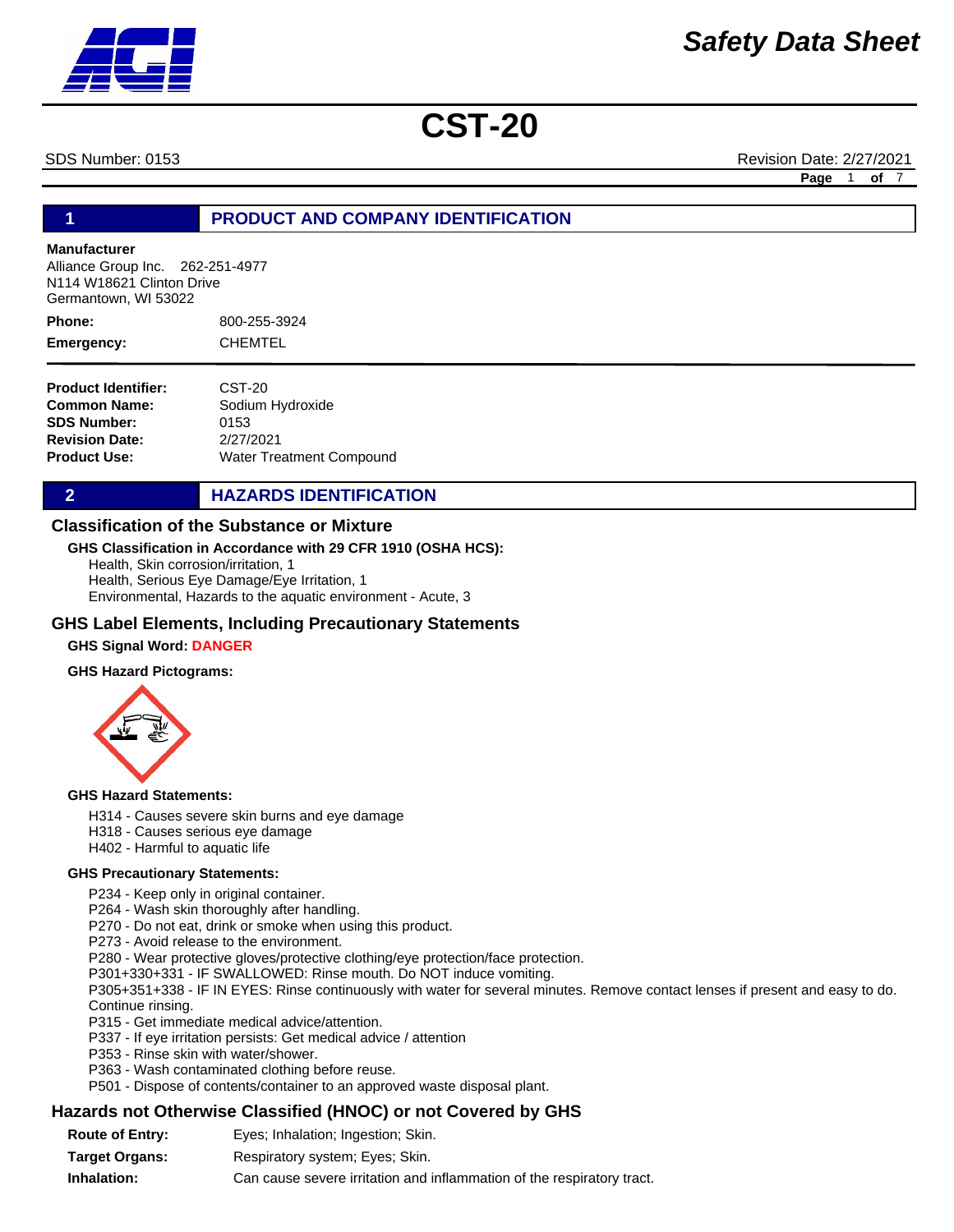# Safety Data Sheet

# CST-20

SDS Number: 0153 Revision Date: 2/27/2021

## 1 PRODUCT AND COMPANY IDENTIFICATION

**Manufacturer**
Alliance Group Inc. 262-251-4977
N114 W18621 Clinton Drive
Germantown, WI 53022

**Phone:** 800-255-3924

**Emergency:** CHEMTEL

**Product Identifier:** CST-20
**Common Name:** Sodium Hydroxide
**SDS Number:** 0153
**Revision Date:** 2/27/2021
**Product Use:** Water Treatment Compound

## 2 HAZARDS IDENTIFICATION

### Classification of the Substance or Mixture

**GHS Classification in Accordance with 29 CFR 1910 (OSHA HCS):**

Health, Skin corrosion/irritation, 1
Health, Serious Eye Damage/Eye Irritation, 1
Environmental, Hazards to the aquatic environment - Acute, 3

### GHS Label Elements, Including Precautionary Statements

**GHS Signal Word:** DANGER

**GHS Hazard Pictograms:**

**GHS Hazard Statements:**

H314 - Causes severe skin burns and eye damage
H318 - Causes serious eye damage
H402 - Harmful to aquatic life

**GHS Precautionary Statements:**

P234 - Keep only in original container.
P264 - Wash skin thoroughly after handling.
P270 - Do not eat, drink or smoke when using this product.
P273 - Avoid release to the environment.
P280 - Wear protective gloves/protective clothing/eye protection/face protection.
P301+330+331 - IF SWALLOWED: Rinse mouth. Do NOT induce vomiting.
P305+351+338 - IF IN EYES: Rinse continuously with water for several minutes. Remove contact lenses if present and easy to do. Continue rinsing.
P315 - Get immediate medical advice/attention.
P337 - If eye irritation persists: Get medical advice / attention
P353 - Rinse skin with water/shower.
P363 - Wash contaminated clothing before reuse.
P501 - Dispose of contents/container to an approved waste disposal plant.

### Hazards not Otherwise Classified (HNOC) or not Covered by GHS

**Route of Entry:** Eyes; Inhalation; Ingestion; Skin.
**Target Organs:** Respiratory system; Eyes; Skin.
**Inhalation:** Can cause severe irritation and inflammation of the respiratory tract.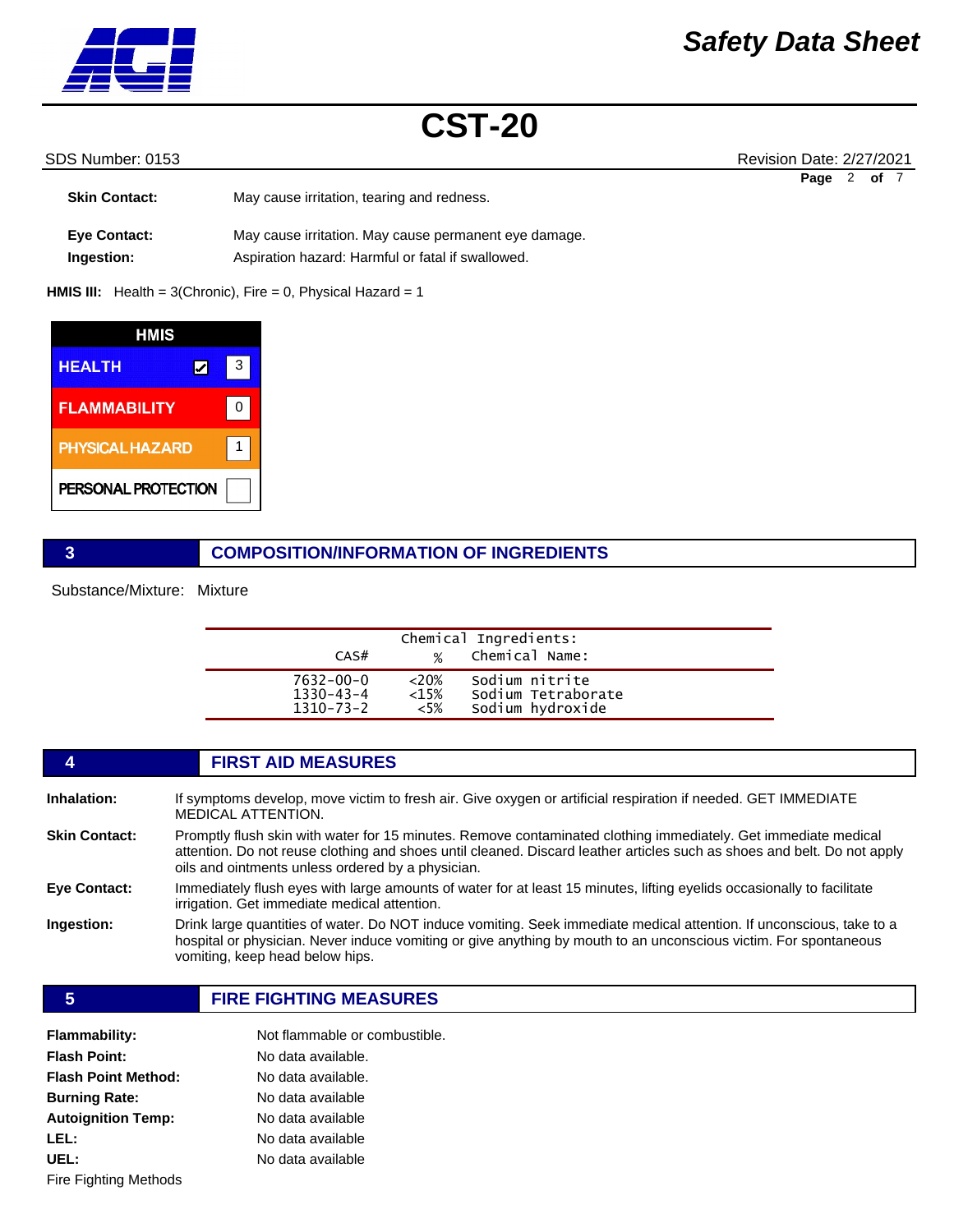**Skin Contact:** May cause irritation, tearing and redness.

**Eye Contact:** May cause irritation. May cause permanent eye damage.

**Ingestion:** Aspiration hazard: Harmful or fatal if swallowed.

**HMIS III:** Health = 3(Chronic), Fire = 0, Physical Hazard = 1

| HMIS | | |
|---|---|---|
| HEALTH | ☑ | 3 |
| FLAMMABILITY | | 0 |
| PHYSICAL HAZARD | | 1 |
| PERSONAL PROTECTION | | |

## 3 COMPOSITION/INFORMATION OF INGREDIENTS

Substance/Mixture: Mixture

| CAS# | % | Chemical Ingredients: Chemical Name: |
|---|---|---|
| 7632-00-0 | <20% | Sodium nitrite |
| 1330-43-4 | <15% | Sodium Tetraborate |
| 1310-73-2 | <5% | Sodium hydroxide |

## 4 FIRST AID MEASURES

**Inhalation:** If symptoms develop, move victim to fresh air. Give oxygen or artificial respiration if needed. GET IMMEDIATE MEDICAL ATTENTION.

**Skin Contact:** Promptly flush skin with water for 15 minutes. Remove contaminated clothing immediately. Get immediate medical attention. Do not reuse clothing and shoes until cleaned. Discard leather articles such as shoes and belt. Do not apply oils and ointments unless ordered by a physician.

**Eye Contact:** Immediately flush eyes with large amounts of water for at least 15 minutes, lifting eyelids occasionally to facilitate irrigation. Get immediate medical attention.

**Ingestion:** Drink large quantities of water. Do NOT induce vomiting. Seek immediate medical attention. If unconscious, take to a hospital or physician. Never induce vomiting or give anything by mouth to an unconscious victim. For spontaneous vomiting, keep head below hips.

## 5 FIRE FIGHTING MEASURES

**Flammability:** Not flammable or combustible.

**Flash Point:** No data available.

**Flash Point Method:** No data available.

**Burning Rate:** No data available

**Autoignition Temp:** No data available

**LEL:** No data available

**UEL:** No data available

Fire Fighting Methods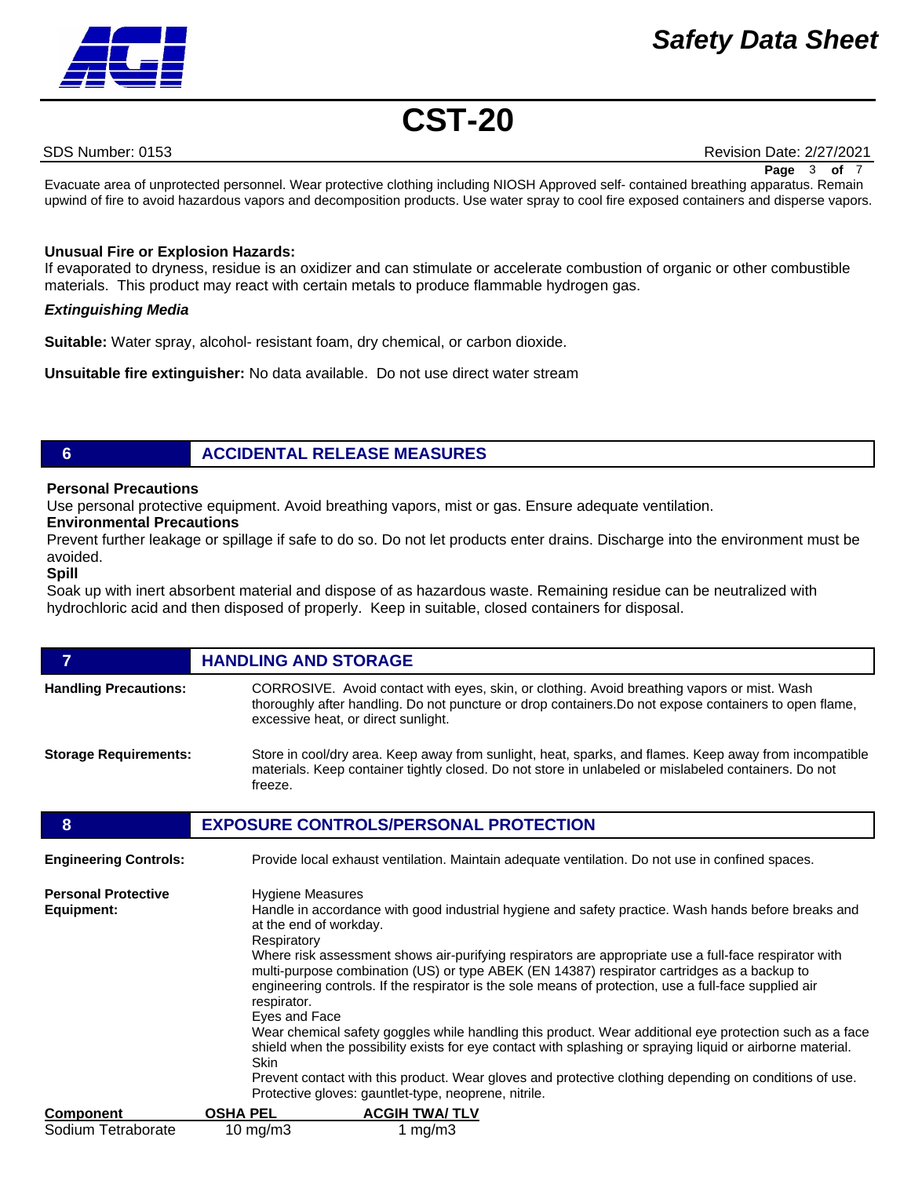Evacuate area of unprotected personnel. Wear protective clothing including NIOSH Approved self- contained breathing apparatus. Remain upwind of fire to avoid hazardous vapors and decomposition products. Use water spray to cool fire exposed containers and disperse vapors.

**Unusual Fire or Explosion Hazards:**

If evaporated to dryness, residue is an oxidizer and can stimulate or accelerate combustion of organic or other combustible materials. This product may react with certain metals to produce flammable hydrogen gas.

***Extinguishing Media***

**Suitable:** Water spray, alcohol- resistant foam, dry chemical, or carbon dioxide.

**Unsuitable fire extinguisher:** No data available. Do not use direct water stream

## 6 ACCIDENTAL RELEASE MEASURES

**Personal Precautions**

Use personal protective equipment. Avoid breathing vapors, mist or gas. Ensure adequate ventilation.

**Environmental Precautions**

Prevent further leakage or spillage if safe to do so. Do not let products enter drains. Discharge into the environment must be avoided.

**Spill**

Soak up with inert absorbent material and dispose of as hazardous waste. Remaining residue can be neutralized with hydrochloric acid and then disposed of properly. Keep in suitable, closed containers for disposal.

## 7 HANDLING AND STORAGE

**Handling Precautions:** CORROSIVE. Avoid contact with eyes, skin, or clothing. Avoid breathing vapors or mist. Wash thoroughly after handling. Do not puncture or drop containers.Do not expose containers to open flame, excessive heat, or direct sunlight.

**Storage Requirements:** Store in cool/dry area. Keep away from sunlight, heat, sparks, and flames. Keep away from incompatible materials. Keep container tightly closed. Do not store in unlabeled or mislabeled containers. Do not freeze.

## 8 EXPOSURE CONTROLS/PERSONAL PROTECTION

**Engineering Controls:** Provide local exhaust ventilation. Maintain adequate ventilation. Do not use in confined spaces.

**Personal Protective Equipment:**

Hygiene Measures

Handle in accordance with good industrial hygiene and safety practice. Wash hands before breaks and at the end of workday.

Respiratory

Where risk assessment shows air-purifying respirators are appropriate use a full-face respirator with multi-purpose combination (US) or type ABEK (EN 14387) respirator cartridges as a backup to engineering controls. If the respirator is the sole means of protection, use a full-face supplied air respirator.

Eyes and Face

Wear chemical safety goggles while handling this product. Wear additional eye protection such as a face shield when the possibility exists for eye contact with splashing or spraying liquid or airborne material.

Skin

Prevent contact with this product. Wear gloves and protective clothing depending on conditions of use. Protective gloves: gauntlet-type, neoprene, nitrile.

| Component | OSHA PEL | ACGIH TWA/ TLV |
|---|---|---|
| Sodium Tetraborate | 10 mg/m3 | 1 mg/m3 |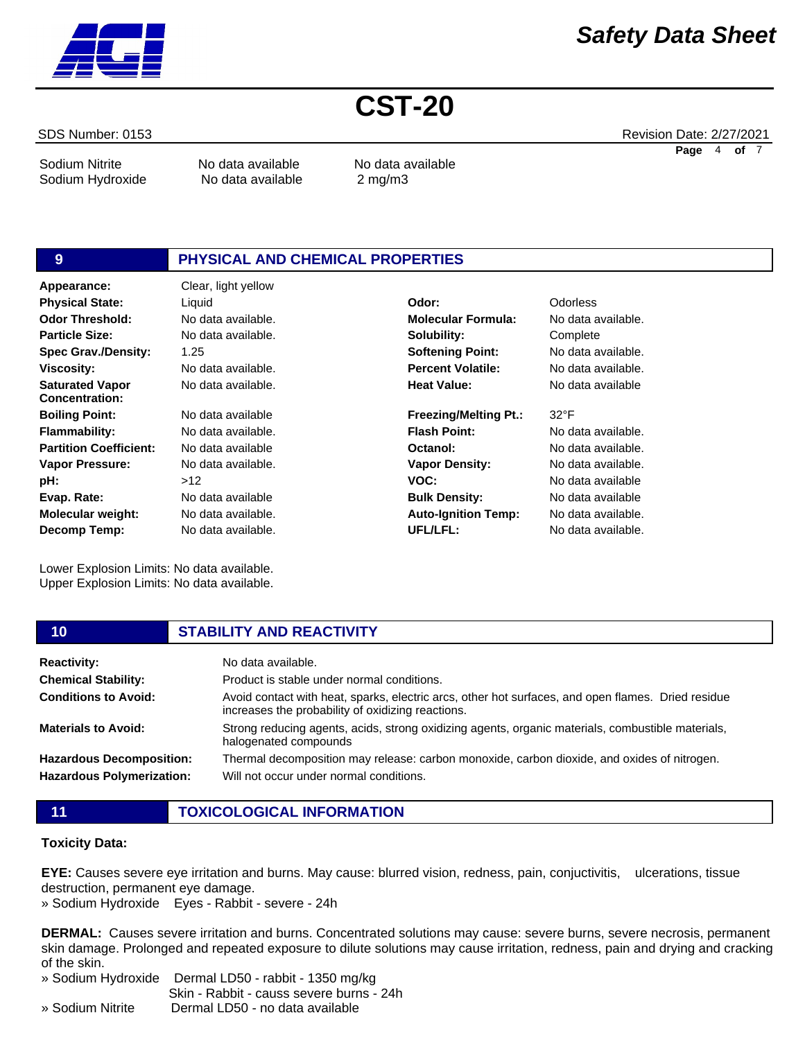| | | |
|---|---|---|
| Sodium Nitrite | No data available | No data available |
| Sodium Hydroxide | No data available | 2 mg/m3 |

## 9 PHYSICAL AND CHEMICAL PROPERTIES

| | | | |
|---|---|---|---|
| **Appearance:** | Clear, light yellow | | |
| **Physical State:** | Liquid | **Odor:** | Odorless |
| **Odor Threshold:** | No data available. | **Molecular Formula:** | No data available. |
| **Particle Size:** | No data available. | **Solubility:** | Complete |
| **Spec Grav./Density:** | 1.25 | **Softening Point:** | No data available. |
| **Viscosity:** | No data available. | **Percent Volatile:** | No data available. |
| **Saturated Vapor Concentration:** | No data available. | **Heat Value:** | No data available |
| **Boiling Point:** | No data available | **Freezing/Melting Pt.:** | 32°F |
| **Flammability:** | No data available. | **Flash Point:** | No data available. |
| **Partition Coefficient:** | No data available | **Octanol:** | No data available. |
| **Vapor Pressure:** | No data available. | **Vapor Density:** | No data available. |
| **pH:** | >12 | **VOC:** | No data available |
| **Evap. Rate:** | No data available | **Bulk Density:** | No data available |
| **Molecular weight:** | No data available. | **Auto-Ignition Temp:** | No data available. |
| **Decomp Temp:** | No data available. | **UFL/LFL:** | No data available. |

Lower Explosion Limits: No data available.
Upper Explosion Limits: No data available.

## 10 STABILITY AND REACTIVITY

| | |
|---|---|
| **Reactivity:** | No data available. |
| **Chemical Stability:** | Product is stable under normal conditions. |
| **Conditions to Avoid:** | Avoid contact with heat, sparks, electric arcs, other hot surfaces, and open flames. Dried residue increases the probability of oxidizing reactions. |
| **Materials to Avoid:** | Strong reducing agents, acids, strong oxidizing agents, organic materials, combustible materials, halogenated compounds |
| **Hazardous Decomposition:** | Thermal decomposition may release: carbon monoxide, carbon dioxide, and oxides of nitrogen. |
| **Hazardous Polymerization:** | Will not occur under normal conditions. |

## 11 TOXICOLOGICAL INFORMATION

**Toxicity Data:**

**EYE:** Causes severe eye irritation and burns. May cause: blurred vision, redness, pain, conjuctivitis, ulcerations, tissue destruction, permanent eye damage.
» Sodium Hydroxide Eyes - Rabbit - severe - 24h

**DERMAL:** Causes severe irritation and burns. Concentrated solutions may cause: severe burns, severe necrosis, permanent skin damage. Prolonged and repeated exposure to dilute solutions may cause irritation, redness, pain and drying and cracking of the skin.
» Sodium Hydroxide Dermal LD50 - rabbit - 1350 mg/kg
Skin - Rabbit - causs severe burns - 24h
» Sodium Nitrite Dermal LD50 - no data available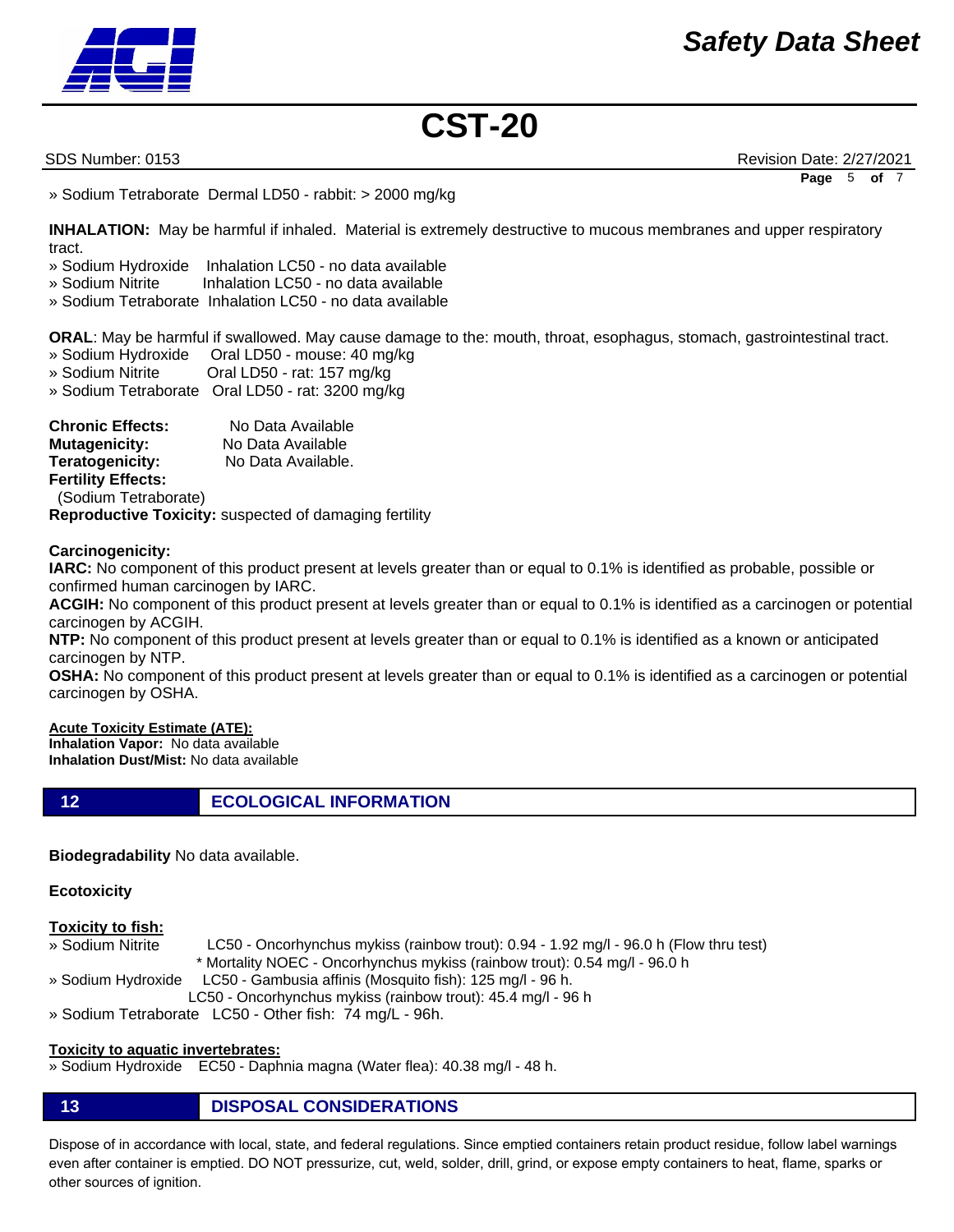» Sodium Tetraborate Dermal LD50 - rabbit: > 2000 mg/kg

**INHALATION:** May be harmful if inhaled. Material is extremely destructive to mucous membranes and upper respiratory tract.

» Sodium Hydroxide Inhalation LC50 - no data available
» Sodium Nitrite Inhalation LC50 - no data available
» Sodium Tetraborate Inhalation LC50 - no data available

**ORAL**: May be harmful if swallowed. May cause damage to the: mouth, throat, esophagus, stomach, gastrointestinal tract.

» Sodium Hydroxide Oral LD50 - mouse: 40 mg/kg
» Sodium Nitrite Oral LD50 - rat: 157 mg/kg
» Sodium Tetraborate Oral LD50 - rat: 3200 mg/kg

**Chronic Effects:** No Data Available
**Mutagenicity:** No Data Available
**Teratogenicity:** No Data Available.
**Fertility Effects:**
(Sodium Tetraborate)
**Reproductive Toxicity:** suspected of damaging fertility

**Carcinogenicity:**

**IARC:** No component of this product present at levels greater than or equal to 0.1% is identified as probable, possible or confirmed human carcinogen by IARC.

**ACGIH:** No component of this product present at levels greater than or equal to 0.1% is identified as a carcinogen or potential carcinogen by ACGIH.

**NTP:** No component of this product present at levels greater than or equal to 0.1% is identified as a known or anticipated carcinogen by NTP.

**OSHA:** No component of this product present at levels greater than or equal to 0.1% is identified as a carcinogen or potential carcinogen by OSHA.

**Acute Toxicity Estimate (ATE):**
**Inhalation Vapor:** No data available
**Inhalation Dust/Mist:** No data available

## 12 ECOLOGICAL INFORMATION

**Biodegradability** No data available.

**Ecotoxicity**

**Toxicity to fish:**

» Sodium Nitrite LC50 - Oncorhynchus mykiss (rainbow trout): 0.94 - 1.92 mg/l - 96.0 h (Flow thru test)
* Mortality NOEC - Oncorhynchus mykiss (rainbow trout): 0.54 mg/l - 96.0 h

» Sodium Hydroxide LC50 - Gambusia affinis (Mosquito fish): 125 mg/l - 96 h.
LC50 - Oncorhynchus mykiss (rainbow trout): 45.4 mg/l - 96 h

» Sodium Tetraborate LC50 - Other fish: 74 mg/L - 96h.

**Toxicity to aquatic invertebrates:**

» Sodium Hydroxide EC50 - Daphnia magna (Water flea): 40.38 mg/l - 48 h.

## 13 DISPOSAL CONSIDERATIONS

Dispose of in accordance with local, state, and federal regulations. Since emptied containers retain product residue, follow label warnings even after container is emptied. DO NOT pressurize, cut, weld, solder, drill, grind, or expose empty containers to heat, flame, sparks or other sources of ignition.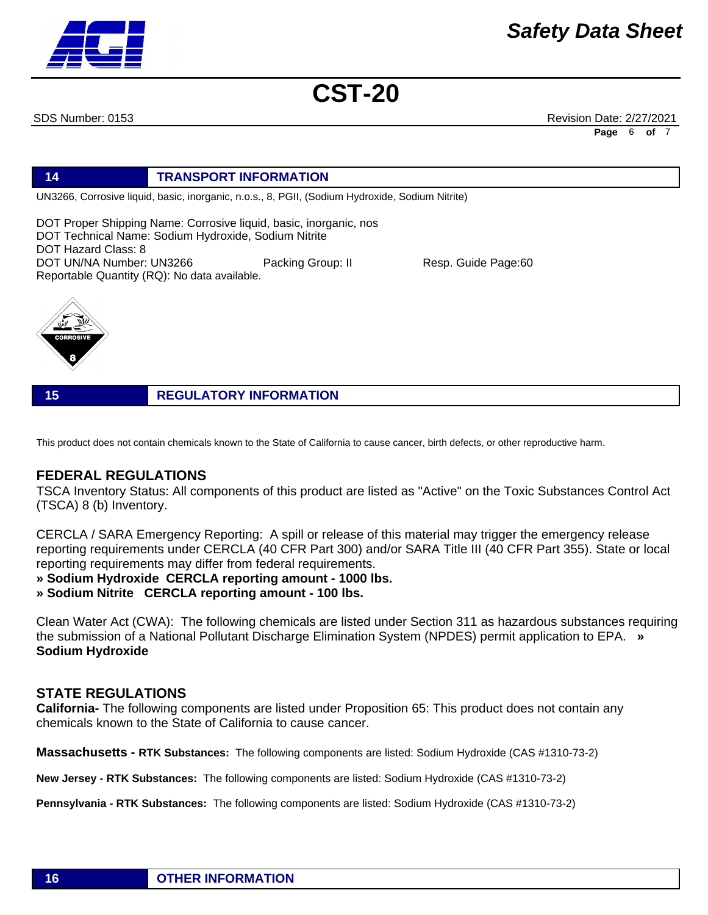## 14 TRANSPORT INFORMATION

UN3266, Corrosive liquid, basic, inorganic, n.o.s., 8, PGII, (Sodium Hydroxide, Sodium Nitrite)

DOT Proper Shipping Name: Corrosive liquid, basic, inorganic, nos
DOT Technical Name: Sodium Hydroxide, Sodium Nitrite
DOT Hazard Class: 8
DOT UN/NA Number: UN3266 Packing Group: II Resp. Guide Page:60
Reportable Quantity (RQ): No data available.

## 15 REGULATORY INFORMATION

This product does not contain chemicals known to the State of California to cause cancer, birth defects, or other reproductive harm.

### FEDERAL REGULATIONS

TSCA Inventory Status: All components of this product are listed as "Active" on the Toxic Substances Control Act (TSCA) 8 (b) Inventory.

CERCLA / SARA Emergency Reporting: A spill or release of this material may trigger the emergency release reporting requirements under CERCLA (40 CFR Part 300) and/or SARA Title III (40 CFR Part 355). State or local reporting requirements may differ from federal requirements.

**» Sodium Hydroxide CERCLA reporting amount - 1000 lbs.**
**» Sodium Nitrite CERCLA reporting amount - 100 lbs.**

Clean Water Act (CWA): The following chemicals are listed under Section 311 as hazardous substances requiring the submission of a National Pollutant Discharge Elimination System (NPDES) permit application to EPA. **» Sodium Hydroxide**

### STATE REGULATIONS

**California-** The following components are listed under Proposition 65: This product does not contain any chemicals known to the State of California to cause cancer.

**Massachusetts - RTK Substances:** The following components are listed: Sodium Hydroxide (CAS #1310-73-2)

**New Jersey - RTK Substances:** The following components are listed: Sodium Hydroxide (CAS #1310-73-2)

**Pennsylvania - RTK Substances:** The following components are listed: Sodium Hydroxide (CAS #1310-73-2)

## 16 OTHER INFORMATION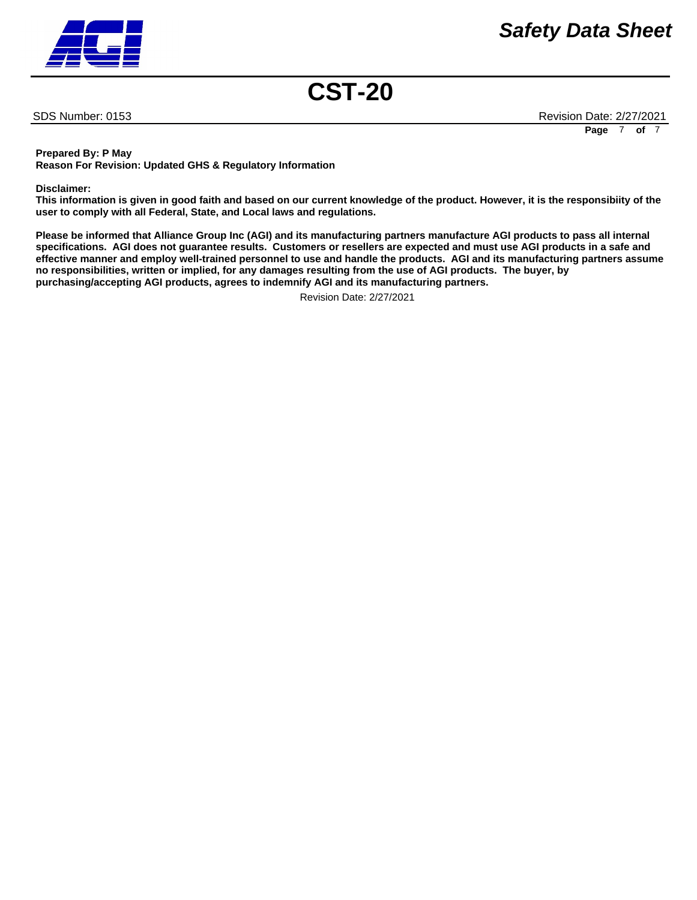**Prepared By: P May**
**Reason For Revision: Updated GHS & Regulatory Information**

**Disclaimer:**
**This information is given in good faith and based on our current knowledge of the product. However, it is the responsibiity of the user to comply with all Federal, State, and Local laws and regulations.**

**Please be informed that Alliance Group Inc (AGI) and its manufacturing partners manufacture AGI products to pass all internal specifications. AGI does not guarantee results. Customers or resellers are expected and must use AGI products in a safe and effective manner and employ well-trained personnel to use and handle the products. AGI and its manufacturing partners assume no responsibilities, written or implied, for any damages resulting from the use of AGI products. The buyer, by purchasing/accepting AGI products, agrees to indemnify AGI and its manufacturing partners.**

Revision Date: 2/27/2021